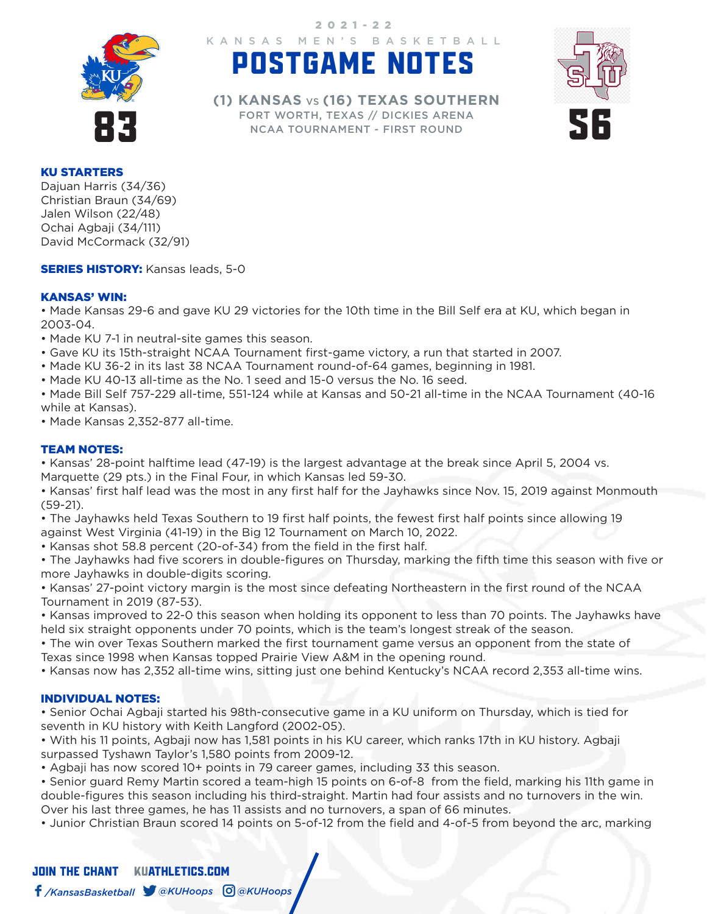2021-22

KANSAS MEN'S BASKETBALL

# POSTGAME NOTES

**(1) KANSAS vs (16) TEXAS SOUTHERN**

FORT WORTH, TEXAS // DICKIES ARENA

NCAA TOURNAMENT - FIRST ROUND

**83** — **56**

### KU STARTERS

Dajuan Harris (34/36)
Christian Braun (34/69)
Jalen Wilson (22/48)
Ochai Agbaji (34/111)
David McCormack (32/91)

**SERIES HISTORY:** Kansas leads, 5-0

### KANSAS' WIN:

- Made Kansas 29-6 and gave KU 29 victories for the 10th time in the Bill Self era at KU, which began in 2003-04.
- Made KU 7-1 in neutral-site games this season.
- Gave KU its 15th-straight NCAA Tournament first-game victory, a run that started in 2007.
- Made KU 36-2 in its last 38 NCAA Tournament round-of-64 games, beginning in 1981.
- Made KU 40-13 all-time as the No. 1 seed and 15-0 versus the No. 16 seed.
- Made Bill Self 757-229 all-time, 551-124 while at Kansas and 50-21 all-time in the NCAA Tournament (40-16 while at Kansas).
- Made Kansas 2,352-877 all-time.

### TEAM NOTES:

- Kansas' 28-point halftime lead (47-19) is the largest advantage at the break since April 5, 2004 vs. Marquette (29 pts.) in the Final Four, in which Kansas led 59-30.
- Kansas' first half lead was the most in any first half for the Jayhawks since Nov. 15, 2019 against Monmouth (59-21).
- The Jayhawks held Texas Southern to 19 first half points, the fewest first half points since allowing 19 against West Virginia (41-19) in the Big 12 Tournament on March 10, 2022.
- Kansas shot 58.8 percent (20-of-34) from the field in the first half.
- The Jayhawks had five scorers in double-figures on Thursday, marking the fifth time this season with five or more Jayhawks in double-digits scoring.
- Kansas' 27-point victory margin is the most since defeating Northeastern in the first round of the NCAA Tournament in 2019 (87-53).
- Kansas improved to 22-0 this season when holding its opponent to less than 70 points. The Jayhawks have held six straight opponents under 70 points, which is the team's longest streak of the season.
- The win over Texas Southern marked the first tournament game versus an opponent from the state of Texas since 1998 when Kansas topped Prairie View A&M in the opening round.
- Kansas now has 2,352 all-time wins, sitting just one behind Kentucky's NCAA record 2,353 all-time wins.

### INDIVIDUAL NOTES:

- Senior Ochai Agbaji started his 98th-consecutive game in a KU uniform on Thursday, which is tied for seventh in KU history with Keith Langford (2002-05).
- With his 11 points, Agbaji now has 1,581 points in his KU career, which ranks 17th in KU history. Agbaji surpassed Tyshawn Taylor's 1,580 points from 2009-12.
- Agbaji has now scored 10+ points in 79 career games, including 33 this season.
- Senior guard Remy Martin scored a team-high 15 points on 6-of-8 from the field, marking his 11th game in double-figures this season including his third-straight. Martin had four assists and no turnovers in the win. Over his last three games, he has 11 assists and no turnovers, a span of 66 minutes.
- Junior Christian Braun scored 14 points on 5-of-12 from the field and 4-of-5 from beyond the arc, marking

JOIN THE CHANT KUATHLETICS.COM

/KansasBasketball @KUHoops @KUHoops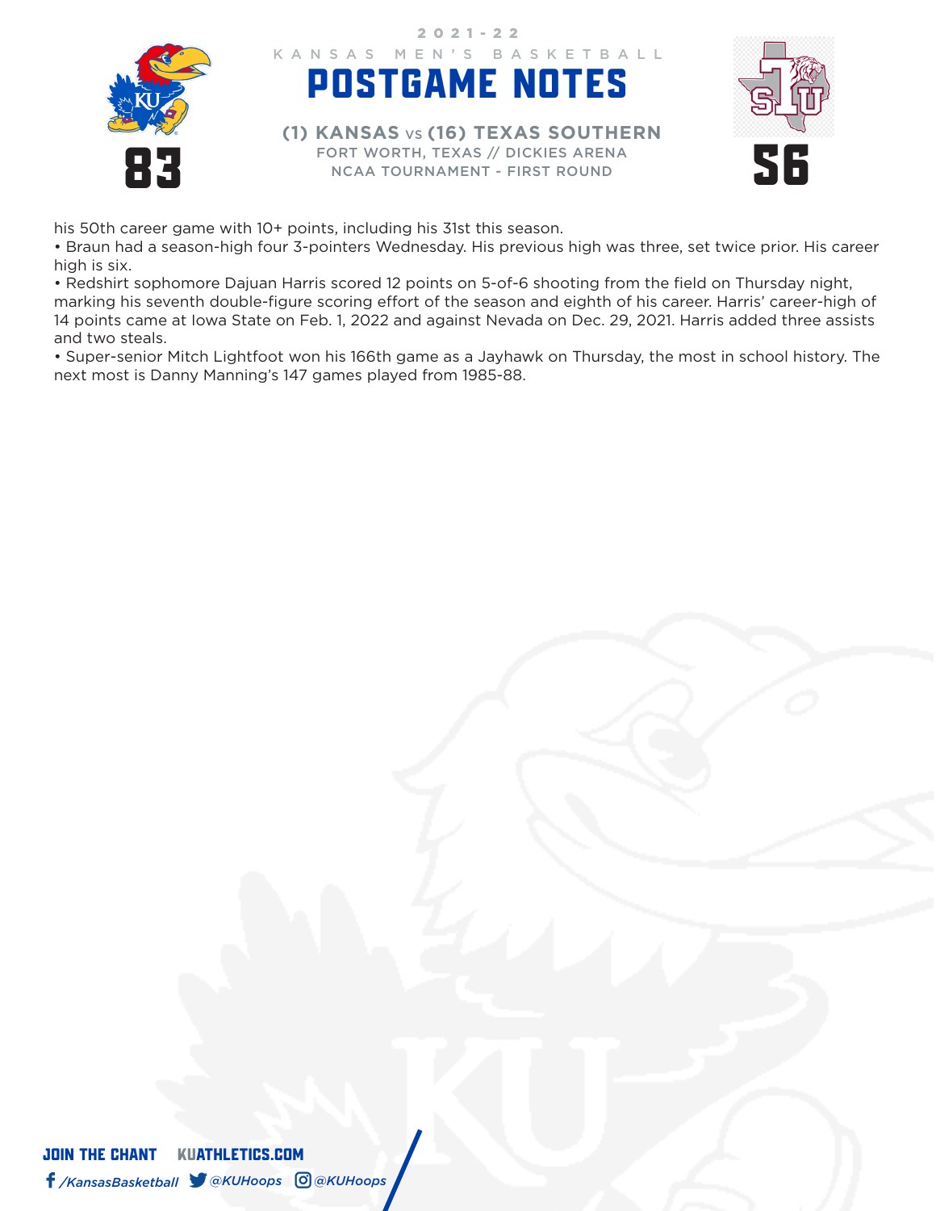his 50th career game with 10+ points, including his 31st this season.

- Braun had a season-high four 3-pointers Wednesday. His previous high was three, set twice prior. His career high is six.
- Redshirt sophomore Dajuan Harris scored 12 points on 5-of-6 shooting from the field on Thursday night, marking his seventh double-figure scoring effort of the season and eighth of his career. Harris' career-high of 14 points came at Iowa State on Feb. 1, 2022 and against Nevada on Dec. 29, 2021. Harris added three assists and two steals.
- Super-senior Mitch Lightfoot won his 166th game as a Jayhawk on Thursday, the most in school history. The next most is Danny Manning's 147 games played from 1985-88.